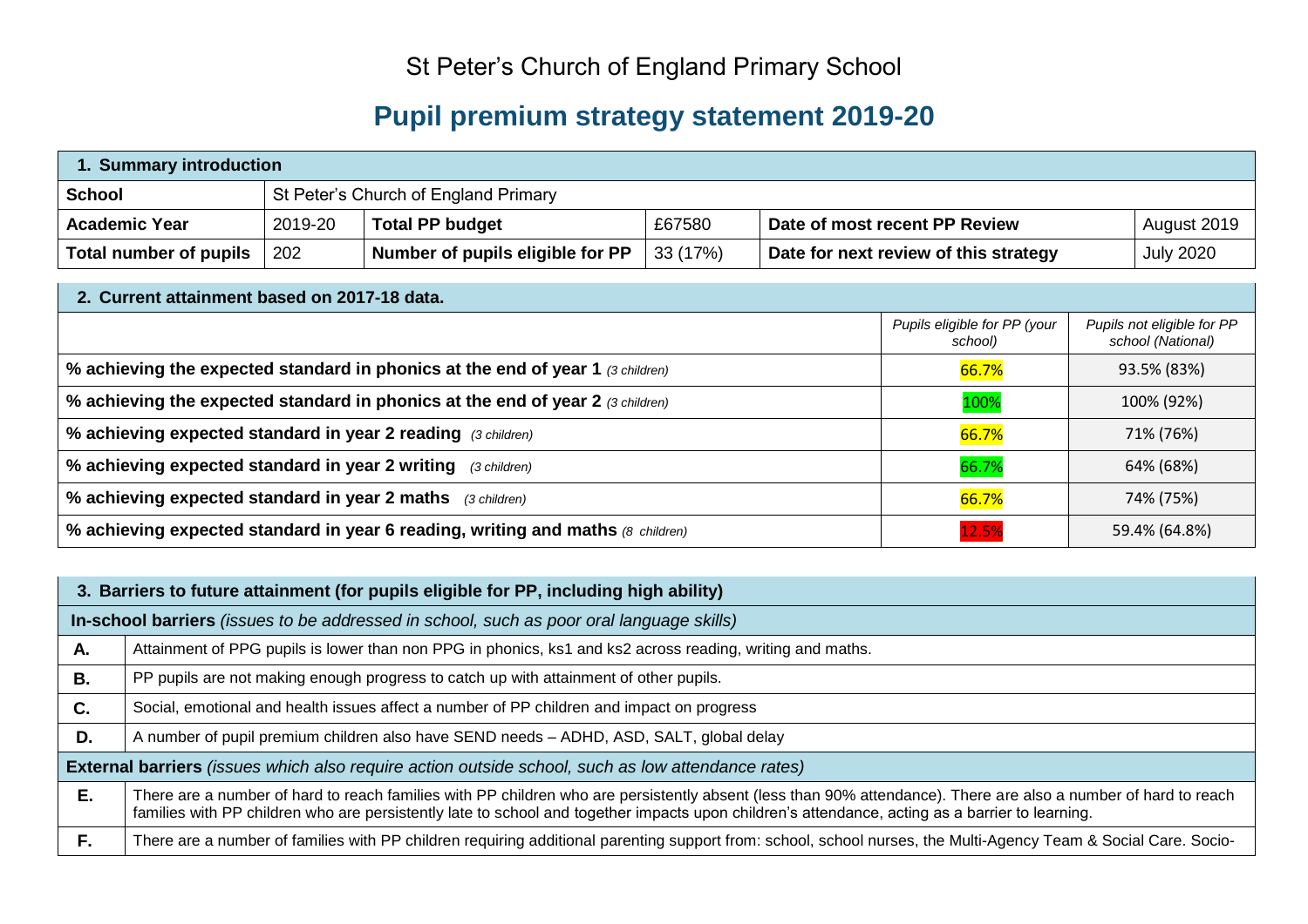# St Peter's Church of England Primary School

## Pupil premium strategy statement 2019-20

| **1. Summary introduction** | | | | | |
|---|---|---|---|---|---|
| **School** | St Peter's Church of England Primary | | | | |
| **Academic Year** | 2019-20 | **Total PP budget** | £67580 | **Date of most recent PP Review** | August 2019 |
| **Total number of pupils** | 202 | **Number of pupils eligible for PP** | 33 (17%) | **Date for next review of this strategy** | July 2020 |

| **2. Current attainment based on 2017-18 data.** | | |
|---|---|---|
| | *Pupils eligible for PP (your school)* | *Pupils not eligible for PP school (National)* |
| **% achieving the expected standard in phonics at the end of year 1** *(3 children)* | 66.7% | 93.5% (83%) |
| **% achieving the expected standard in phonics at the end of year 2** *(3 children)* | 100% | 100% (92%) |
| **% achieving expected standard in year 2 reading** *(3 children)* | 66.7% | 71% (76%) |
| **% achieving expected standard in year 2 writing** *(3 children)* | 66.7% | 64% (68%) |
| **% achieving expected standard in year 2 maths** *(3 children)* | 66.7% | 74% (75%) |
| **% achieving expected standard in year 6 reading, writing and maths** *(8 children)* | 12.5% | 59.4% (64.8%) |

| **3. Barriers to future attainment (for pupils eligible for PP, including high ability)** | |
|---|---|
| **In-school barriers** *(issues to be addressed in school, such as poor oral language skills)* | |
| **A.** | Attainment of PPG pupils is lower than non PPG in phonics, ks1 and ks2 across reading, writing and maths. |
| **B.** | PP pupils are not making enough progress to catch up with attainment of other pupils. |
| **C.** | Social, emotional and health issues affect a number of PP children and impact on progress |
| **D.** | A number of pupil premium children also have SEND needs – ADHD, ASD, SALT, global delay |
| **External barriers** *(issues which also require action outside school, such as low attendance rates)* | |
| **E.** | There are a number of hard to reach families with PP children who are persistently absent (less than 90% attendance). There are also a number of hard to reach families with PP children who are persistently late to school and together impacts upon children's attendance, acting as a barrier to learning. |
| **F.** | There are a number of families with PP children requiring additional parenting support from: school, school nurses, the Multi-Agency Team & Social Care. Socio- |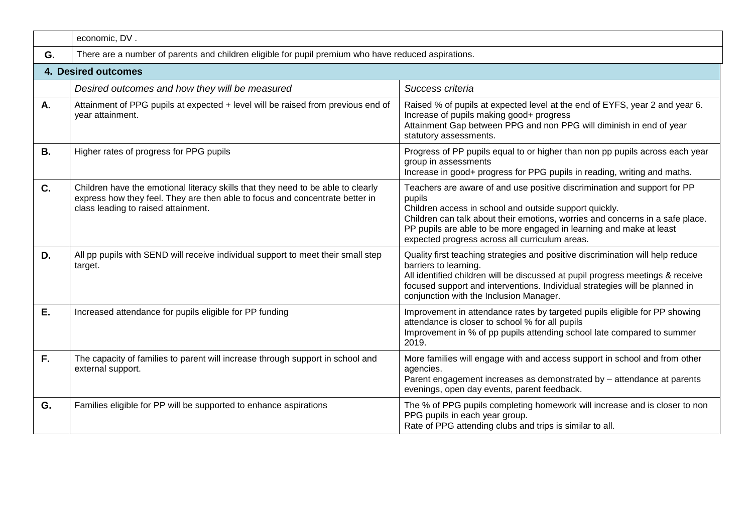| | |
|---|---|
| | economic, DV . |
| **G.** | There are a number of parents and children eligible for pupil premium who have reduced aspirations. |

## 4. Desired outcomes

| | *Desired outcomes and how they will be measured* | *Success criteria* |
|---|---|---|
| **A.** | Attainment of PPG pupils at expected + level will be raised from previous end of year attainment. | Raised % of pupils at expected level at the end of EYFS, year 2 and year 6.<br>Increase of pupils making good+ progress<br>Attainment Gap between PPG and non PPG will diminish in end of year statutory assessments. |
| **B.** | Higher rates of progress for PPG pupils | Progress of PP pupils equal to or higher than non pp pupils across each year group in assessments<br>Increase in good+ progress for PPG pupils in reading, writing and maths. |
| **C.** | Children have the emotional literacy skills that they need to be able to clearly express how they feel. They are then able to focus and concentrate better in class leading to raised attainment. | Teachers are aware of and use positive discrimination and support for PP pupils<br>Children access in school and outside support quickly.<br>Children can talk about their emotions, worries and concerns in a safe place.<br>PP pupils are able to be more engaged in learning and make at least expected progress across all curriculum areas. |
| **D.** | All pp pupils with SEND will receive individual support to meet their small step target. | Quality first teaching strategies and positive discrimination will help reduce barriers to learning.<br>All identified children will be discussed at pupil progress meetings & receive focused support and interventions. Individual strategies will be planned in conjunction with the Inclusion Manager. |
| **E.** | Increased attendance for pupils eligible for PP funding | Improvement in attendance rates by targeted pupils eligible for PP showing attendance is closer to school % for all pupils<br>Improvement in % of pp pupils attending school late compared to summer 2019. |
| **F.** | The capacity of families to parent will increase through support in school and external support. | More families will engage with and access support in school and from other agencies.<br>Parent engagement increases as demonstrated by – attendance at parents evenings, open day events, parent feedback. |
| **G.** | Families eligible for PP will be supported to enhance aspirations | The % of PPG pupils completing homework will increase and is closer to non PPG pupils in each year group.<br>Rate of PPG attending clubs and trips is similar to all. |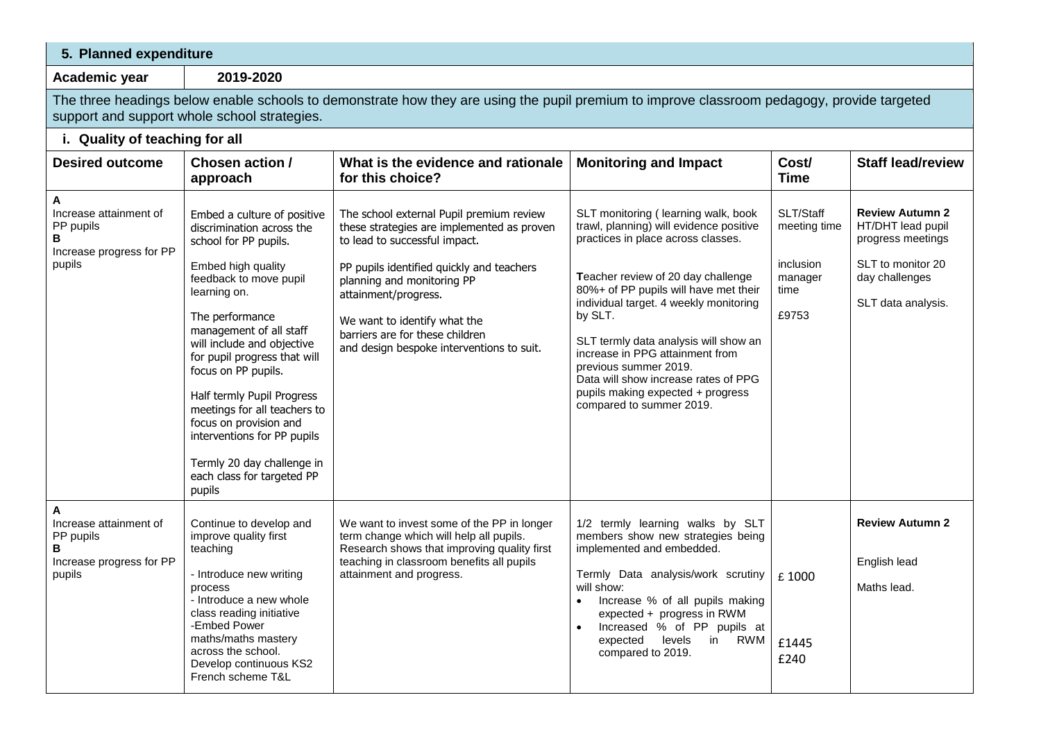## 5. Planned expenditure

**Academic year** 2019-2020

The three headings below enable schools to demonstrate how they are using the pupil premium to improve classroom pedagogy, provide targeted support and support whole school strategies.

### i. Quality of teaching for all

| Desired outcome | Chosen action / approach | What is the evidence and rationale for this choice? | Monitoring and Impact | Cost/ Time | Staff lead/review |
|---|---|---|---|---|---|
| **A** Increase attainment of PP pupils<br>**B** Increase progress for PP pupils | Embed a culture of positive discrimination across the school for PP pupils.<br><br>Embed high quality feedback to move pupil learning on.<br><br>The performance management of all staff will include and objective for pupil progress that will focus on PP pupils.<br><br>Half termly Pupil Progress meetings for all teachers to focus on provision and interventions for PP pupils<br><br>Termly 20 day challenge in each class for targeted PP pupils | The school external Pupil premium review these strategies are implemented as proven to lead to successful impact.<br><br>PP pupils identified quickly and teachers planning and monitoring PP attainment/progress.<br><br>We want to identify what the barriers are for these children and design bespoke interventions to suit. | SLT monitoring ( learning walk, book trawl, planning) will evidence positive practices in place across classes.<br><br>Teacher review of 20 day challenge 80%+ of PP pupils will have met their individual target. 4 weekly monitoring by SLT.<br><br>SLT termly data analysis will show an increase in PPG attainment from previous summer 2019.<br>Data will show increase rates of PPG pupils making expected + progress compared to summer 2019. | SLT/Staff meeting time<br><br>inclusion manager time<br><br>£9753 | **Review Autumn 2**<br>HT/DHT lead pupil progress meetings<br><br>SLT to monitor 20 day challenges<br><br>SLT data analysis. |
| **A** Increase attainment of PP pupils<br>**B** Increase progress for PP pupils | Continue to develop and improve quality first teaching<br><br>- Introduce new writing process<br>- Introduce a new whole class reading initiative<br>-Embed Power maths/maths mastery across the school.<br>Develop continuous KS2 French scheme T&L | We want to invest some of the PP in longer term change which will help all pupils. Research shows that improving quality first teaching in classroom benefits all pupils attainment and progress. | 1/2 termly learning walks by SLT members show new strategies being implemented and embedded.<br><br>Termly Data analysis/work scrutiny will show:<br>• Increase % of all pupils making expected + progress in RWM<br>• Increased % of PP pupils at expected levels in RWM compared to 2019. | £ 1000<br><br>£1445<br>£240 | **Review Autumn 2**<br><br>English lead<br><br>Maths lead. |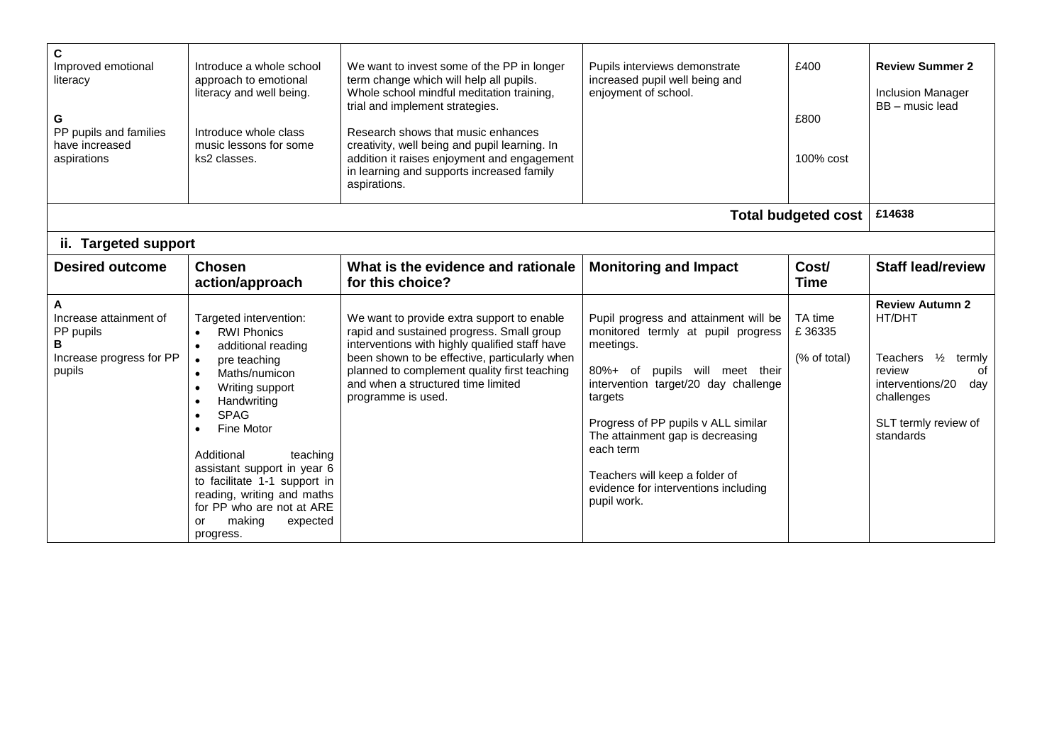| C<br>Improved emotional literacy<br><br>G<br>PP pupils and families have increased aspirations | Introduce a whole school approach to emotional literacy and well being.<br><br>Introduce whole class music lessons for some ks2 classes. | We want to invest some of the PP in longer term change which will help all pupils. Whole school mindful meditation training, trial and implement strategies.<br><br>Research shows that music enhances creativity, well being and pupil learning. In addition it raises enjoyment and engagement in learning and supports increased family aspirations. | Pupils interviews demonstrate increased pupil well being and enjoyment of school. | £400<br><br>£800<br><br>100% cost | **Review Summer 2**<br><br>Inclusion Manager<br>BB – music lead |
|---|---|---|---|---|---|
| | | | | **Total budgeted cost** | **£14638** |

## ii. Targeted support

| Desired outcome | Chosen action/approach | What is the evidence and rationale for this choice? | Monitoring and Impact | Cost/ Time | Staff lead/review |
|---|---|---|---|---|---|
| A<br>Increase attainment of PP pupils<br>B<br>Increase progress for PP pupils | Targeted intervention:<br>• RWI Phonics<br>• additional reading<br>• pre teaching<br>• Maths/numicon<br>• Writing support<br>• Handwriting<br>• SPAG<br>• Fine Motor<br><br>Additional teaching assistant support in year 6 to facilitate 1-1 support in reading, writing and maths for PP who are not at ARE or making expected progress. | We want to provide extra support to enable rapid and sustained progress. Small group interventions with highly qualified staff have been shown to be effective, particularly when planned to complement quality first teaching and when a structured time limited programme is used. | Pupil progress and attainment will be monitored termly at pupil progress meetings.<br><br>80%+ of pupils will meet their intervention target/20 day challenge targets<br><br>Progress of PP pupils v ALL similar<br>The attainment gap is decreasing each term<br><br>Teachers will keep a folder of evidence for interventions including pupil work. | TA time<br>£ 36335<br><br>(% of total) | **Review Autumn 2**<br>HT/DHT<br><br>Teachers ½ termly review of interventions/20 day challenges<br><br>SLT termly review of standards |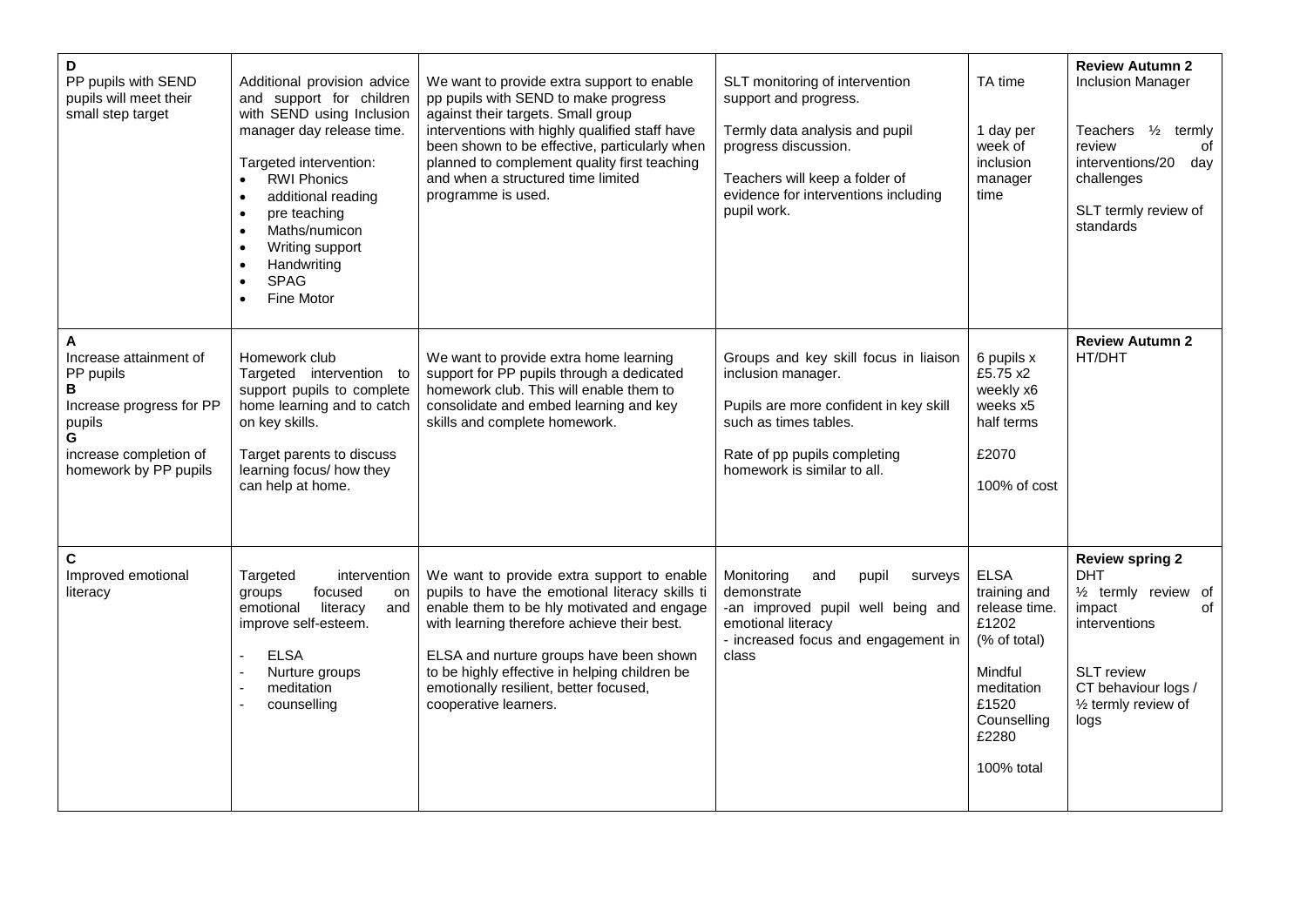| | | | | | |
|---|---|---|---|---|---|
| **D**<br>PP pupils with SEND pupils will meet their small step target | Additional provision advice and support for children with SEND using Inclusion manager day release time.<br><br>Targeted intervention:<br>• RWI Phonics<br>• additional reading<br>• pre teaching<br>• Maths/numicon<br>• Writing support<br>• Handwriting<br>• SPAG<br>• Fine Motor | We want to provide extra support to enable pp pupils with SEND to make progress against their targets. Small group interventions with highly qualified staff have been shown to be effective, particularly when planned to complement quality first teaching and when a structured time limited programme is used. | SLT monitoring of intervention support and progress.<br><br>Termly data analysis and pupil progress discussion.<br><br>Teachers will keep a folder of evidence for interventions including pupil work. | TA time<br><br>1 day per week of inclusion manager time | **Review Autumn 2**<br>Inclusion Manager<br><br>Teachers ½ termly review of interventions/20 day challenges<br><br>SLT termly review of standards |
| **A**<br>Increase attainment of PP pupils<br>**B**<br>Increase progress for PP pupils<br>**G**<br>increase completion of homework by PP pupils | Homework club<br>Targeted intervention to support pupils to complete home learning and to catch on key skills.<br><br>Target parents to discuss learning focus/ how they can help at home. | We want to provide extra home learning support for PP pupils through a dedicated homework club. This will enable them to consolidate and embed learning and key skills and complete homework. | Groups and key skill focus in liaison inclusion manager.<br><br>Pupils are more confident in key skill such as times tables.<br><br>Rate of pp pupils completing homework is similar to all. | 6 pupils x £5.75 x2 weekly x6 weeks x5 half terms<br><br>£2070<br><br>100% of cost | **Review Autumn 2**<br>HT/DHT |
| **C**<br>Improved emotional literacy | Targeted intervention groups focused on emotional literacy and improve self-esteem.<br><br>- ELSA<br>- Nurture groups<br>- meditation<br>- counselling | We want to provide extra support to enable pupils to have the emotional literacy skills ti enable them to be hly motivated and engage with learning therefore achieve their best.<br><br>ELSA and nurture groups have been shown to be highly effective in helping children be emotionally resilient, better focused, cooperative learners. | Monitoring and pupil surveys demonstrate<br>-an improved pupil well being and emotional literacy<br>- increased focus and engagement in class | ELSA training and release time. £1202 (% of total)<br><br>Mindful meditation £1520<br>Counselling £2280<br><br>100% total | **Review spring 2**<br>DHT<br>½ termly review of impact of interventions<br><br>SLT review<br>CT behaviour logs / ½ termly review of logs |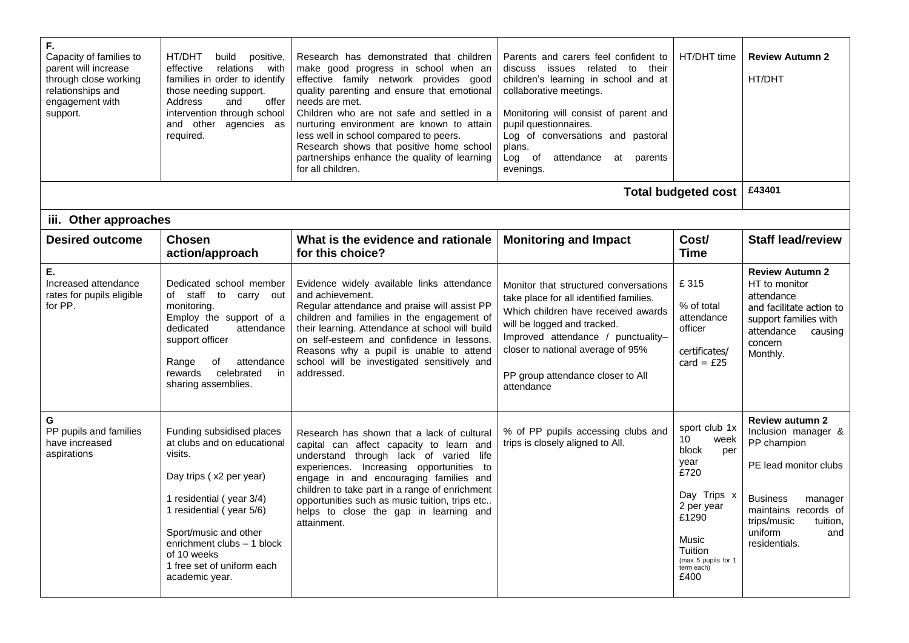| | | | | | |
|---|---|---|---|---|---|
| **F.** Capacity of families to parent will increase through close working relationships and engagement with support. | HT/DHT build positive, effective relations with families in order to identify those needing support. Address and offer intervention through school and other agencies as required. | Research has demonstrated that children make good progress in school when an effective family network provides good quality parenting and ensure that emotional needs are met. Children who are not safe and settled in a nurturing environment are known to attain less well in school compared to peers. Research shows that positive home school partnerships enhance the quality of learning for all children. | Parents and carers feel confident to discuss issues related to their children's learning in school and at collaborative meetings. Monitoring will consist of parent and pupil questionnaires. Log of conversations and pastoral plans. Log of attendance at parents evenings. | HT/DHT time | **Review Autumn 2** HT/DHT |
| | | | | **Total budgeted cost** | £43401 |

### iii. Other approaches

| Desired outcome | Chosen action/approach | What is the evidence and rationale for this choice? | Monitoring and Impact | Cost/ Time | Staff lead/review |
|---|---|---|---|---|---|
| **E.** Increased attendance rates for pupils eligible for PP. | Dedicated school member of staff to carry out monitoring. Employ the support of a dedicated attendance support officer<br><br>Range of attendance rewards celebrated in sharing assemblies. | Evidence widely available links attendance and achievement. Regular attendance and praise will assist PP children and families in the engagement of their learning. Attendance at school will build on self-esteem and confidence in lessons. Reasons why a pupil is unable to attend school will be investigated sensitively and addressed. | Monitor that structured conversations take place for all identified families. Which children have received awards will be logged and tracked. Improved attendance / punctuality– closer to national average of 95%<br><br>PP group attendance closer to All attendance | £ 315<br><br>% of total attendance officer<br><br>certificates/ card = £25 | **Review Autumn 2** HT to monitor attendance and facilitate action to support families with attendance causing concern Monthly. |
| **G** PP pupils and families have increased aspirations | Funding subsidised places at clubs and on educational visits.<br><br>Day trips ( x2 per year)<br><br>1 residential ( year 3/4)<br>1 residential ( year 5/6)<br><br>Sport/music and other enrichment clubs – 1 block of 10 weeks<br>1 free set of uniform each academic year. | Research has shown that a lack of cultural capital can affect capacity to learn and understand through lack of varied life experiences. Increasing opportunities to engage in and encouraging families and children to take part in a range of enrichment opportunities such as music tuition, trips etc.. helps to close the gap in learning and attainment. | % of PP pupils accessing clubs and trips is closely aligned to All. | sport club 1x 10 week block per year £720<br><br>Day Trips x 2 per year £1290<br><br>Music Tuition (max 5 pupils for 1 term each) £400 | **Review autumn 2** Inclusion manager & PP champion<br><br>PE lead monitor clubs<br><br>Business manager maintains records of trips/music tuition, uniform and residentials. |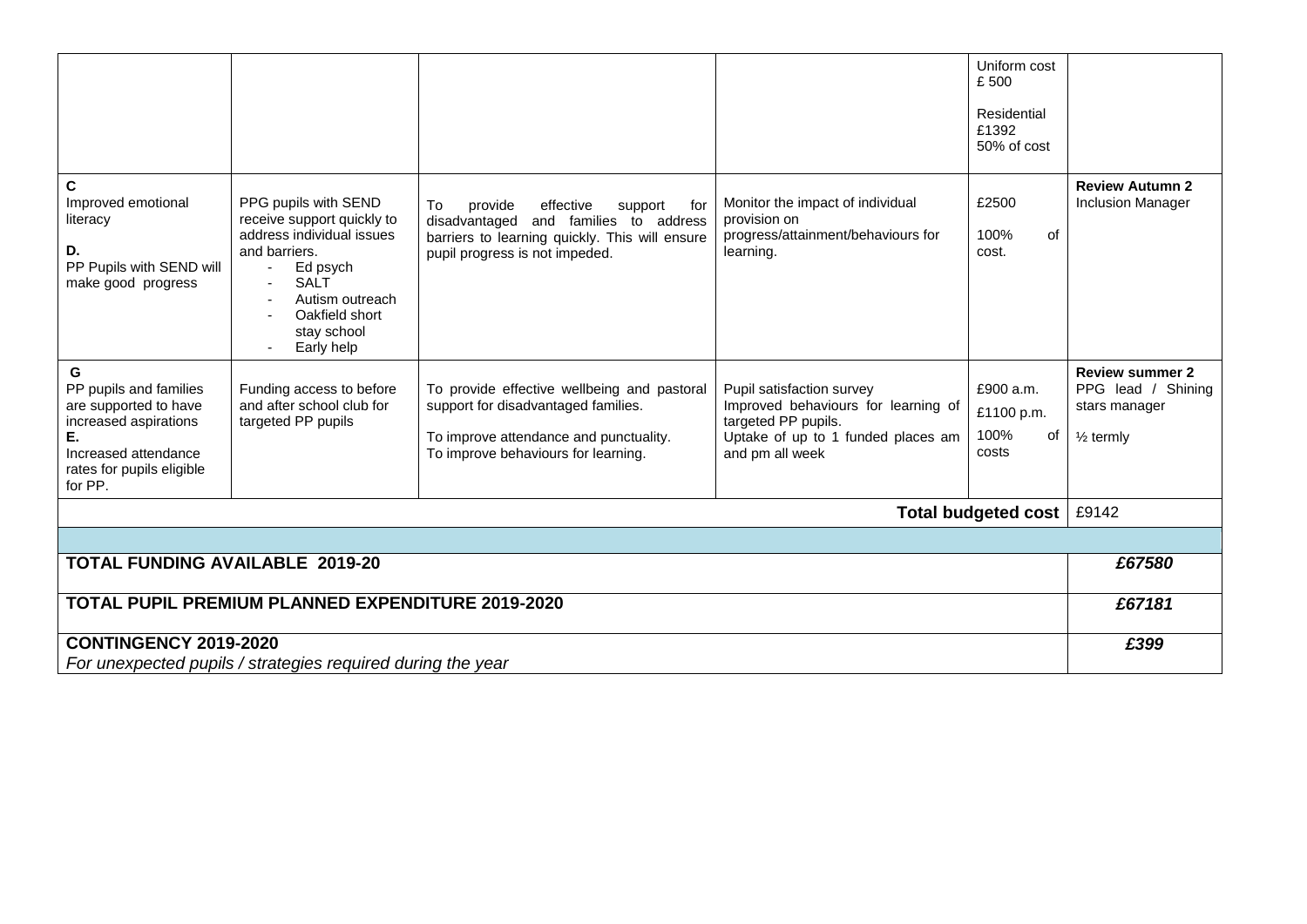| | | | | | |
|---|---|---|---|---|---|
| | | | | Uniform cost £ 500<br><br>Residential £1392 50% of cost | |
| **C**<br>Improved emotional literacy<br><br>**D.**<br>PP Pupils with SEND will make good progress | PPG pupils with SEND receive support quickly to address individual issues and barriers.<br>- Ed psych<br>- SALT<br>- Autism outreach<br>- Oakfield short stay school<br>- Early help | To provide effective support for disadvantaged and families to address barriers to learning quickly. This will ensure pupil progress is not impeded. | Monitor the impact of individual provision on progress/attainment/behaviours for learning. | £2500<br><br>100% of cost. | **Review Autumn 2**<br>Inclusion Manager |
| **G**<br>PP pupils and families are supported to have increased aspirations<br>**E.**<br>Increased attendance rates for pupils eligible for PP. | Funding access to before and after school club for targeted PP pupils | To provide effective wellbeing and pastoral support for disadvantaged families.<br><br>To improve attendance and punctuality.<br>To improve behaviours for learning. | Pupil satisfaction survey<br>Improved behaviours for learning of targeted PP pupils.<br>Uptake of up to 1 funded places am and pm all week | £900 a.m.<br>£1100 p.m.<br>100% of costs | **Review summer 2**<br>PPG lead / Shining stars manager<br><br>½ termly |
| | | | | **Total budgeted cost** | £9142 |

| | |
|---|---|
| **TOTAL FUNDING AVAILABLE 2019-20** | ***£67580*** |
| **TOTAL PUPIL PREMIUM PLANNED EXPENDITURE 2019-2020** | ***£67181*** |
| **CONTINGENCY 2019-2020**<br>*For unexpected pupils / strategies required during the year* | ***£399*** |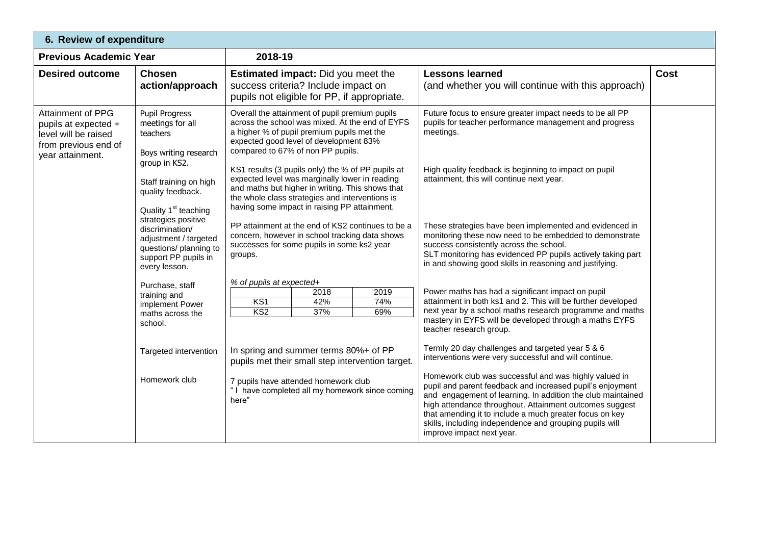## 6. Review of expenditure

| Previous Academic Year | | 2018-19 | | |
|---|---|---|---|---|
| **Desired outcome** | **Chosen action/approach** | **Estimated impact:** Did you meet the success criteria? Include impact on pupils not eligible for PP, if appropriate. | **Lessons learned** (and whether you will continue with this approach) | **Cost** |
| Attainment of PPG pupils at expected + level will be raised from previous end of year attainment. | Pupil Progress meetings for all teachers<br><br>Boys writing research group in KS2.<br><br>Staff training on high quality feedback.<br><br>Quality 1[st] teaching strategies positive discrimination/ adjustment / targeted questions/ planning to support PP pupils in every lesson.<br><br>Purchase, staff training and implement Power maths across the school.<br><br>Targeted intervention<br><br>Homework club | Overall the attainment of pupil premium pupils across the school was mixed. At the end of EYFS a higher % of pupil premium pupils met the expected good level of development 83% compared to 67% of non PP pupils.<br><br>KS1 results (3 pupils only) the % of PP pupils at expected level was marginally lower in reading and maths but higher in writing. This shows that the whole class strategies and interventions is having some impact in raising PP attainment.<br><br>PP attainment at the end of KS2 continues to be a concern, however in school tracking data shows successes for some pupils in some ks2 year groups.<br><br>*% of pupils at expected+*<br>(blank) / 2018 / 2019<br>KS1 / 42% / 74%<br>KS2 / 37% / 69%<br><br>In spring and summer terms 80%+ of PP pupils met their small step intervention target.<br><br>7 pupils have attended homework club<br>" I have completed all my homework since coming here" | Future focus to ensure greater impact needs to be all PP pupils for teacher performance management and progress meetings.<br><br>High quality feedback is beginning to impact on pupil attainment, this will continue next year.<br><br>These strategies have been implemented and evidenced in monitoring these now need to be embedded to demonstrate success consistently across the school.<br>SLT monitoring has evidenced PP pupils actively taking part in and showing good skills in reasoning and justifying.<br><br>Power maths has had a significant impact on pupil attainment in both ks1 and 2. This will be further developed next year by a school maths research programme and maths mastery in EYFS will be developed through a maths EYFS teacher research group.<br><br>Termly 20 day challenges and targeted year 5 & 6 interventions were very successful and will continue.<br><br>Homework club was successful and was highly valued in pupil and parent feedback and increased pupil's enjoyment and engagement of learning. In addition the club maintained high attendance throughout. Attainment outcomes suggest that amending it to include a much greater focus on key skills, including independence and grouping pupils will improve impact next year. | |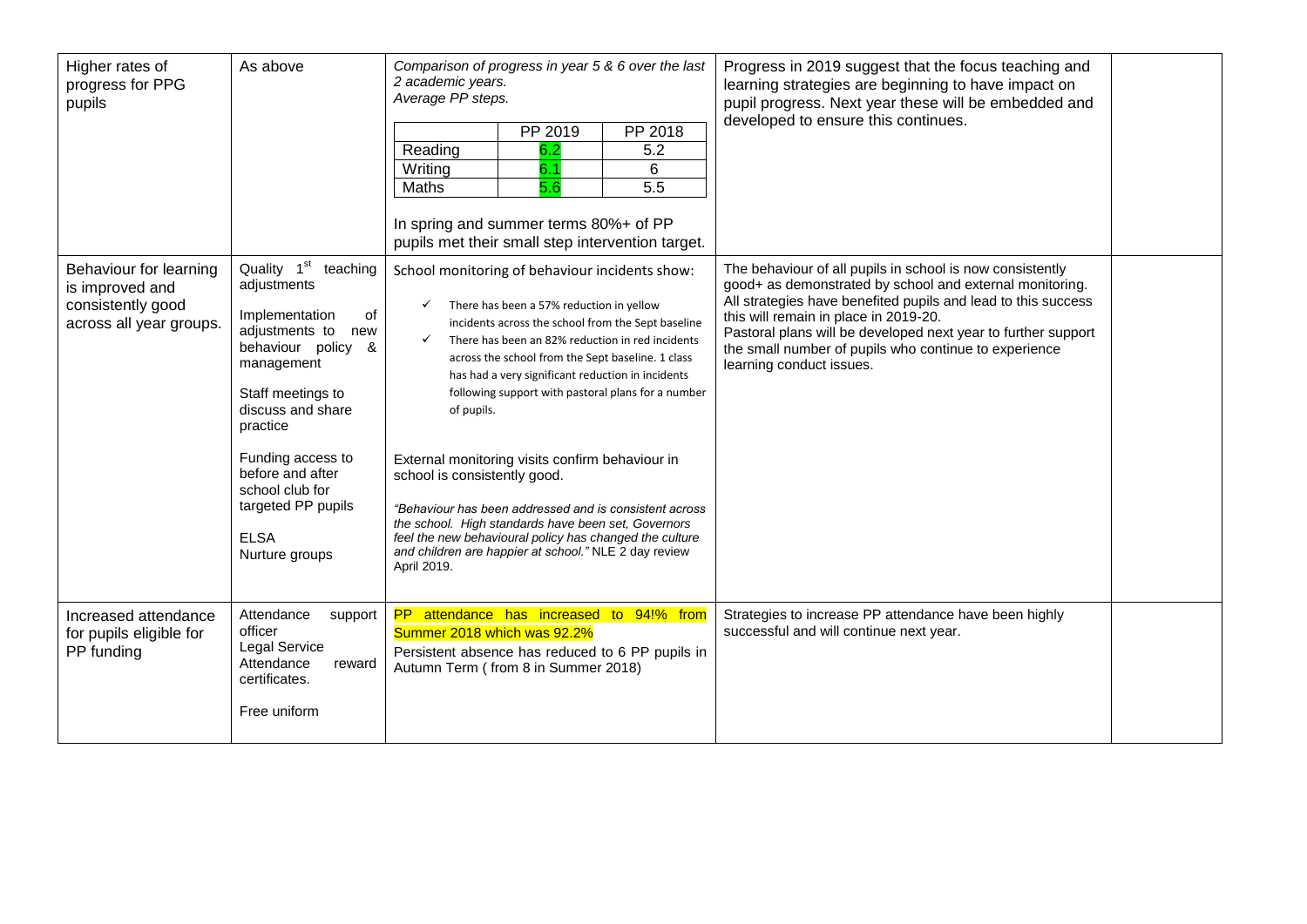| Higher rates of progress for PPG pupils | As above | *Comparison of progress in year 5 & 6 over the last 2 academic years.*<br>*Average PP steps.*<br><br>\| \| PP 2019 \| PP 2018 \|<br>\| Reading \| 6.2 \| 5.2 \|<br>\| Writing \| 6.1 \| 6 \|<br>\| Maths \| 5.6 \| 5.5 \|<br><br>In spring and summer terms 80%+ of PP pupils met their small step intervention target. | Progress in 2019 suggest that the focus teaching and learning strategies are beginning to have impact on pupil progress. Next year these will be embedded and developed to ensure this continues. | |
|---|---|---|---|---|
| Behaviour for learning is improved and consistently good across all year groups. | Quality 1st teaching adjustments<br><br>Implementation of adjustments to new behaviour policy & management<br><br>Staff meetings to discuss and share practice<br><br>Funding access to before and after school club for targeted PP pupils<br><br>ELSA<br>Nurture groups | School monitoring of behaviour incidents show:<br><br>✓ There has been a 57% reduction in yellow incidents across the school from the Sept baseline<br>✓ There has been an 82% reduction in red incidents across the school from the Sept baseline. 1 class has had a very significant reduction in incidents following support with pastoral plans for a number of pupils.<br><br>External monitoring visits confirm behaviour in school is consistently good.<br><br>*"Behaviour has been addressed and is consistent across the school. High standards have been set, Governors feel the new behavioural policy has changed the culture and children are happier at school."* NLE 2 day review April 2019. | The behaviour of all pupils in school is now consistently good+ as demonstrated by school and external monitoring. All strategies have benefited pupils and lead to this success this will remain in place in 2019-20.<br>Pastoral plans will be developed next year to further support the small number of pupils who continue to experience learning conduct issues. | |
| Increased attendance for pupils eligible for PP funding | Attendance support officer<br>Legal Service<br>Attendance reward certificates.<br><br>Free uniform | PP attendance has increased to 94!% from Summer 2018 which was 92.2%<br>Persistent absence has reduced to 6 PP pupils in Autumn Term ( from 8 in Summer 2018) | Strategies to increase PP attendance have been highly successful and will continue next year. | |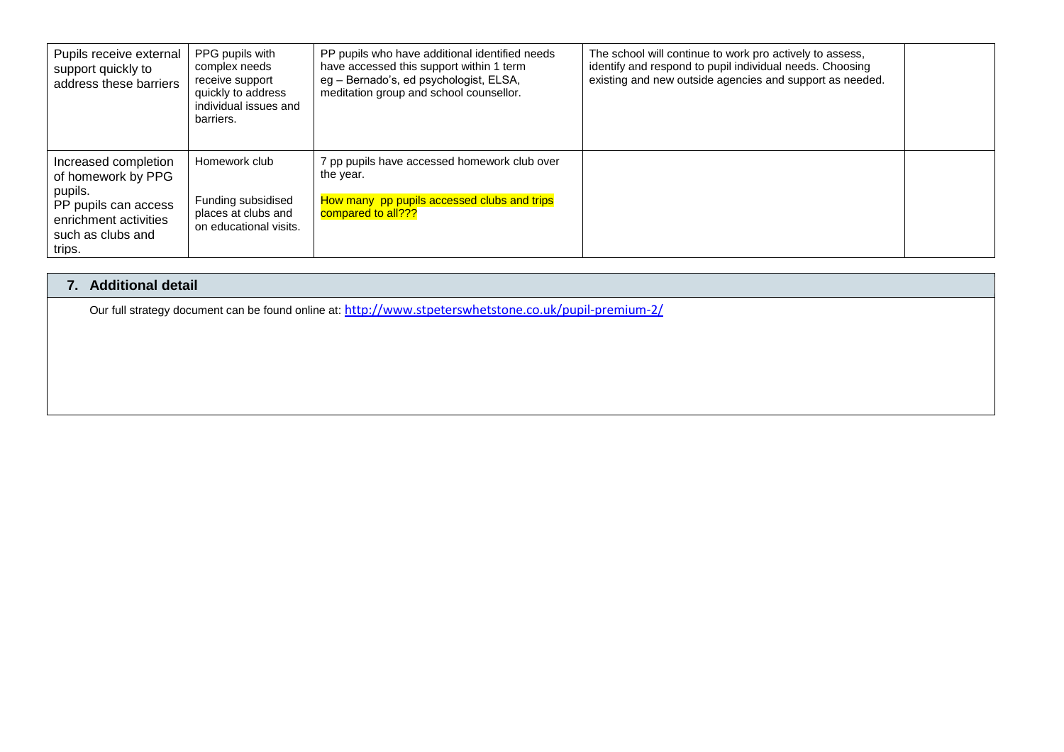| | | | | |
|---|---|---|---|---|
| Pupils receive external support quickly to address these barriers | PPG pupils with complex needs receive support quickly to address individual issues and barriers. | PP pupils who have additional identified needs have accessed this support within 1 term eg – Bernado's, ed psychologist, ELSA, meditation group and school counsellor. | The school will continue to work pro actively to assess, identify and respond to pupil individual needs. Choosing existing and new outside agencies and support as needed. | |
| Increased completion of homework by PPG pupils.<br>PP pupils can access enrichment activities such as clubs and trips. | Homework club<br><br>Funding subsidised places at clubs and on educational visits. | 7 pp pupils have accessed homework club over the year.<br><br>How many pp pupils accessed clubs and trips compared to all??? | | |

## 7. Additional detail

Our full strategy document can be found online at: http://www.stpeterswhetstone.co.uk/pupil-premium-2/